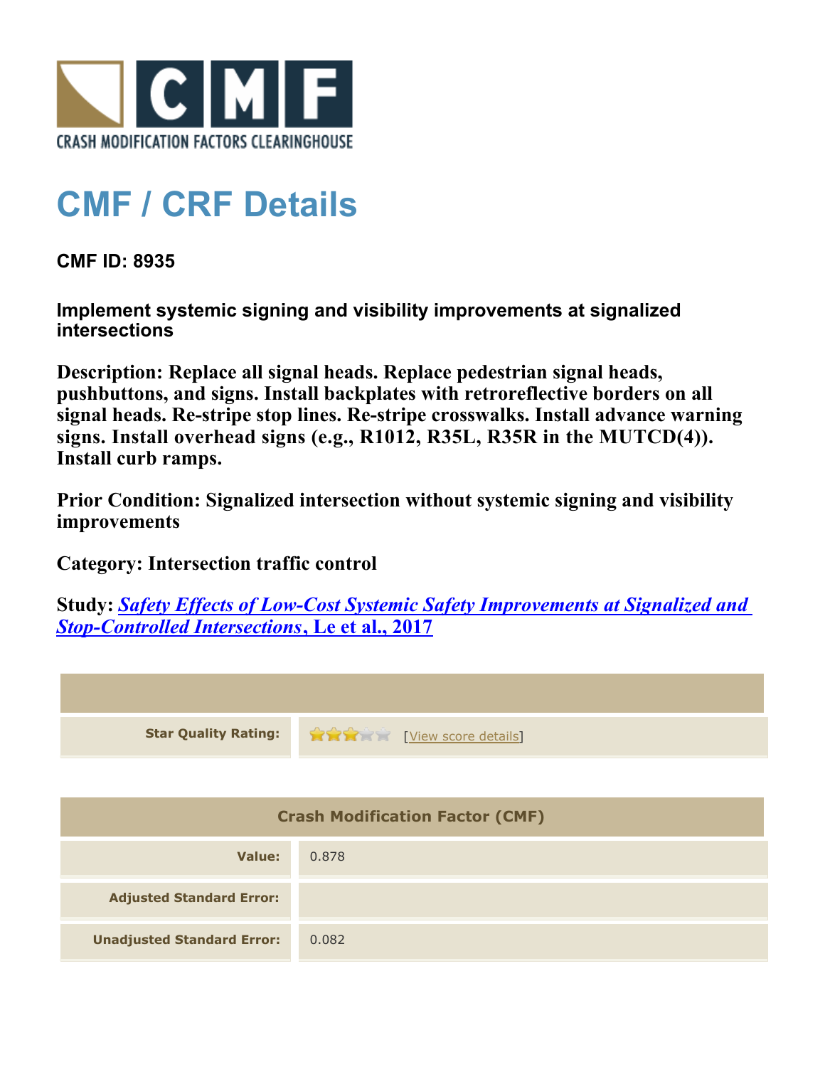CRASH MODIFICATION FACTORS CLEARINGHOUSE

# CMF / CRF Details

**CMF ID: 8935**

**Implement systemic signing and visibility improvements at signalized intersections**

**Description: Replace all signal heads. Replace pedestrian signal heads, pushbuttons, and signs. Install backplates with retroreflective borders on all signal heads. Re-stripe stop lines. Re-stripe crosswalks. Install advance warning signs. Install overhead signs (e.g., R1012, R35L, R35R in the MUTCD(4)). Install curb ramps.**

**Prior Condition: Signalized intersection without systemic signing and visibility improvements**

**Category: Intersection traffic control**

**Study: *Safety Effects of Low-Cost Systemic Safety Improvements at Signalized and Stop-Controlled Intersections*, Le et al., 2017**

| | |
|---|---|
| Star Quality Rating: | 3 stars [View score details] |

| Crash Modification Factor (CMF) | |
|---|---|
| Value: | 0.878 |
| Adjusted Standard Error: | |
| Unadjusted Standard Error: | 0.082 |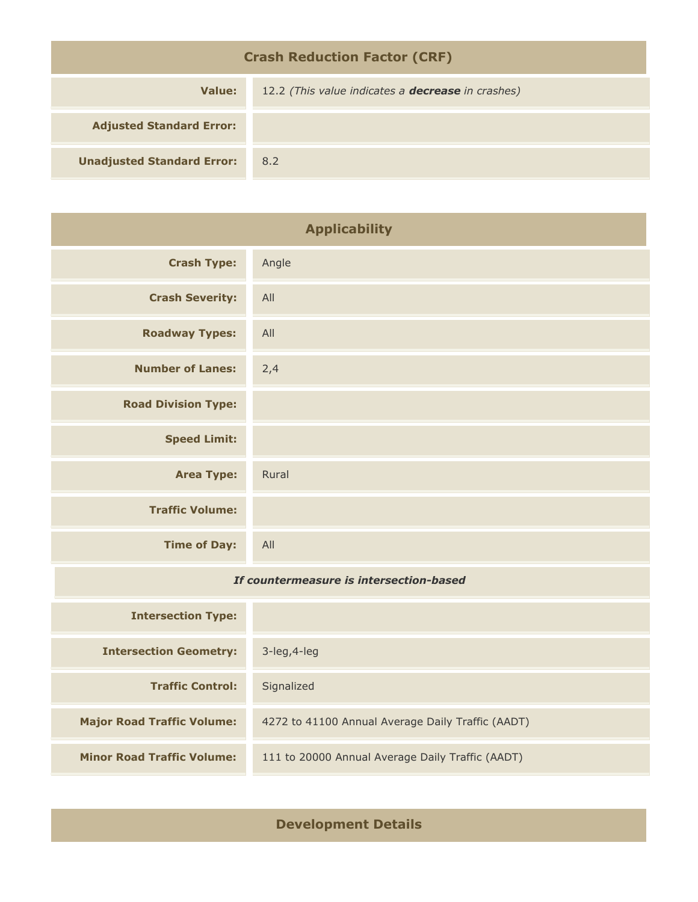## Crash Reduction Factor (CRF)

| | |
|---|---|
| **Value:** | 12.2 *(This value indicates a **decrease** in crashes)* |
| **Adjusted Standard Error:** | |
| **Unadjusted Standard Error:** | 8.2 |

## Applicability

| | |
|---|---|
| **Crash Type:** | Angle |
| **Crash Severity:** | All |
| **Roadway Types:** | All |
| **Number of Lanes:** | 2,4 |
| **Road Division Type:** | |
| **Speed Limit:** | |
| **Area Type:** | Rural |
| **Traffic Volume:** | |
| **Time of Day:** | All |
| ***If countermeasure is intersection-based*** | |
| **Intersection Type:** | |
| **Intersection Geometry:** | 3-leg,4-leg |
| **Traffic Control:** | Signalized |
| **Major Road Traffic Volume:** | 4272 to 41100 Annual Average Daily Traffic (AADT) |
| **Minor Road Traffic Volume:** | 111 to 20000 Annual Average Daily Traffic (AADT) |

## Development Details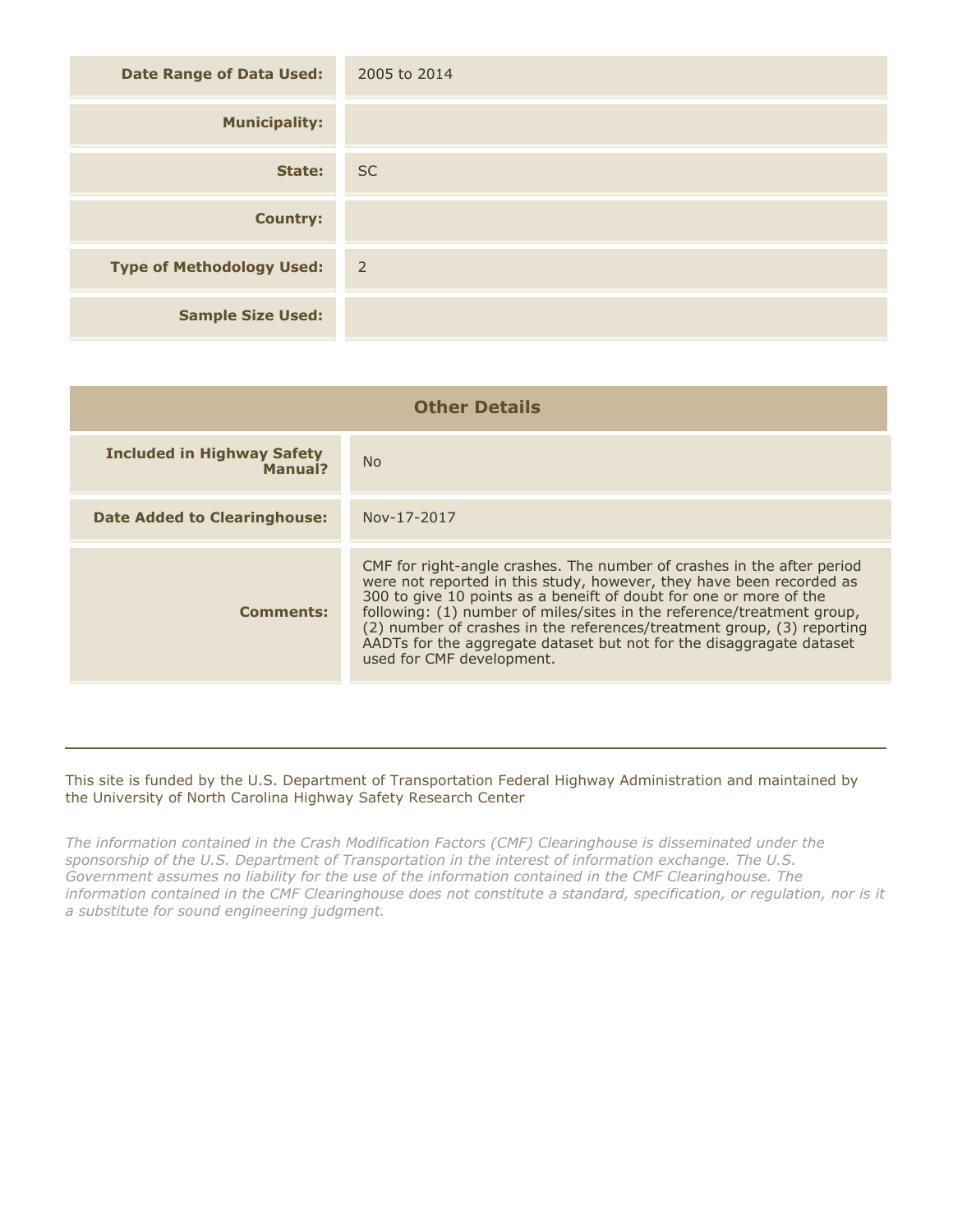| | |
|---|---|
| **Date Range of Data Used:** | 2005 to 2014 |
| **Municipality:** | |
| **State:** | SC |
| **Country:** | |
| **Type of Methodology Used:** | 2 |
| **Sample Size Used:** | |

## Other Details

| | |
|---|---|
| **Included in Highway Safety Manual?** | No |
| **Date Added to Clearinghouse:** | Nov-17-2017 |
| **Comments:** | CMF for right-angle crashes. The number of crashes in the after period were not reported in this study, however, they have been recorded as 300 to give 10 points as a beneift of doubt for one or more of the following: (1) number of miles/sites in the reference/treatment group, (2) number of crashes in the references/treatment group, (3) reporting AADTs for the aggregate dataset but not for the disaggragate dataset used for CMF development. |

---

This site is funded by the U.S. Department of Transportation Federal Highway Administration and maintained by the University of North Carolina Highway Safety Research Center

*The information contained in the Crash Modification Factors (CMF) Clearinghouse is disseminated under the sponsorship of the U.S. Department of Transportation in the interest of information exchange. The U.S. Government assumes no liability for the use of the information contained in the CMF Clearinghouse. The information contained in the CMF Clearinghouse does not constitute a standard, specification, or regulation, nor is it a substitute for sound engineering judgment.*